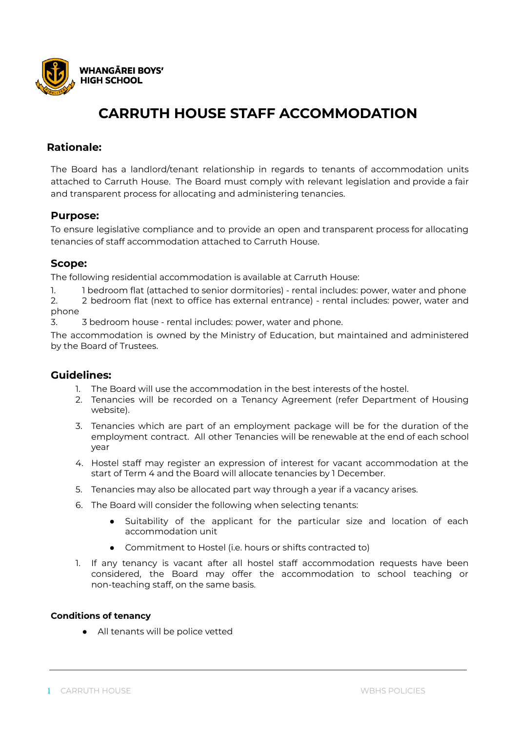WHANGĀREI BOYS' HIGH SCHOOL

# CARRUTH HOUSE STAFF ACCOMMODATION

## Rationale:

The Board has a landlord/tenant relationship in regards to tenants of accommodation units attached to Carruth House. The Board must comply with relevant legislation and provide a fair and transparent process for allocating and administering tenancies.

## Purpose:

To ensure legislative compliance and to provide an open and transparent process for allocating tenancies of staff accommodation attached to Carruth House.

## Scope:

The following residential accommodation is available at Carruth House:

1. 1 bedroom flat (attached to senior dormitories) - rental includes: power, water and phone
2. 2 bedroom flat (next to office has external entrance) - rental includes: power, water and phone
3. 3 bedroom house - rental includes: power, water and phone.

The accommodation is owned by the Ministry of Education, but maintained and administered by the Board of Trustees.

## Guidelines:

1. The Board will use the accommodation in the best interests of the hostel.
2. Tenancies will be recorded on a Tenancy Agreement (refer Department of Housing website).
3. Tenancies which are part of an employment package will be for the duration of the employment contract. All other Tenancies will be renewable at the end of each school year
4. Hostel staff may register an expression of interest for vacant accommodation at the start of Term 4 and the Board will allocate tenancies by 1 December.
5. Tenancies may also be allocated part way through a year if a vacancy arises.
6. The Board will consider the following when selecting tenants:
   - Suitability of the applicant for the particular size and location of each accommodation unit
   - Commitment to Hostel (i.e. hours or shifts contracted to)

1. If any tenancy is vacant after all hostel staff accommodation requests have been considered, the Board may offer the accommodation to school teaching or non-teaching staff, on the same basis.

#### Conditions of tenancy

- All tenants will be police vetted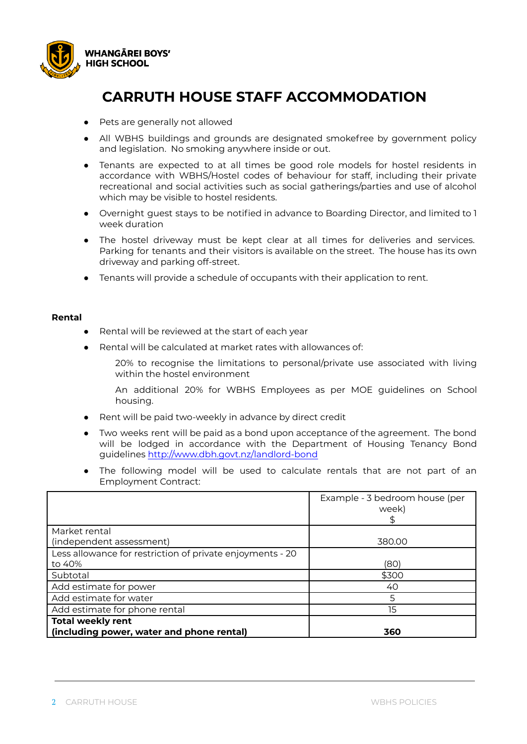WHANGĀREI BOYS' HIGH SCHOOL

# CARRUTH HOUSE STAFF ACCOMMODATION

- Pets are generally not allowed
- All WBHS buildings and grounds are designated smokefree by government policy and legislation. No smoking anywhere inside or out.
- Tenants are expected to at all times be good role models for hostel residents in accordance with WBHS/Hostel codes of behaviour for staff, including their private recreational and social activities such as social gatherings/parties and use of alcohol which may be visible to hostel residents.
- Overnight guest stays to be notified in advance to Boarding Director, and limited to 1 week duration
- The hostel driveway must be kept clear at all times for deliveries and services. Parking for tenants and their visitors is available on the street. The house has its own driveway and parking off-street.
- Tenants will provide a schedule of occupants with their application to rent.

**Rental**

- Rental will be reviewed at the start of each year
- Rental will be calculated at market rates with allowances of:

  20% to recognise the limitations to personal/private use associated with living within the hostel environment

  An additional 20% for WBHS Employees as per MOE guidelines on School housing.
- Rent will be paid two-weekly in advance by direct credit
- Two weeks rent will be paid as a bond upon acceptance of the agreement. The bond will be lodged in accordance with the Department of Housing Tenancy Bond guidelines http://www.dbh.govt.nz/landlord-bond
- The following model will be used to calculate rentals that are not part of an Employment Contract:

| | Example - 3 bedroom house (per week) $ |
|---|---|
| Market rental (independent assessment) | 380.00 |
| Less allowance for restriction of private enjoyments - 20 to 40% | (80) |
| Subtotal | $300 |
| Add estimate for power | 40 |
| Add estimate for water | 5 |
| Add estimate for phone rental | 15 |
| **Total weekly rent (including power, water and phone rental)** | **360** |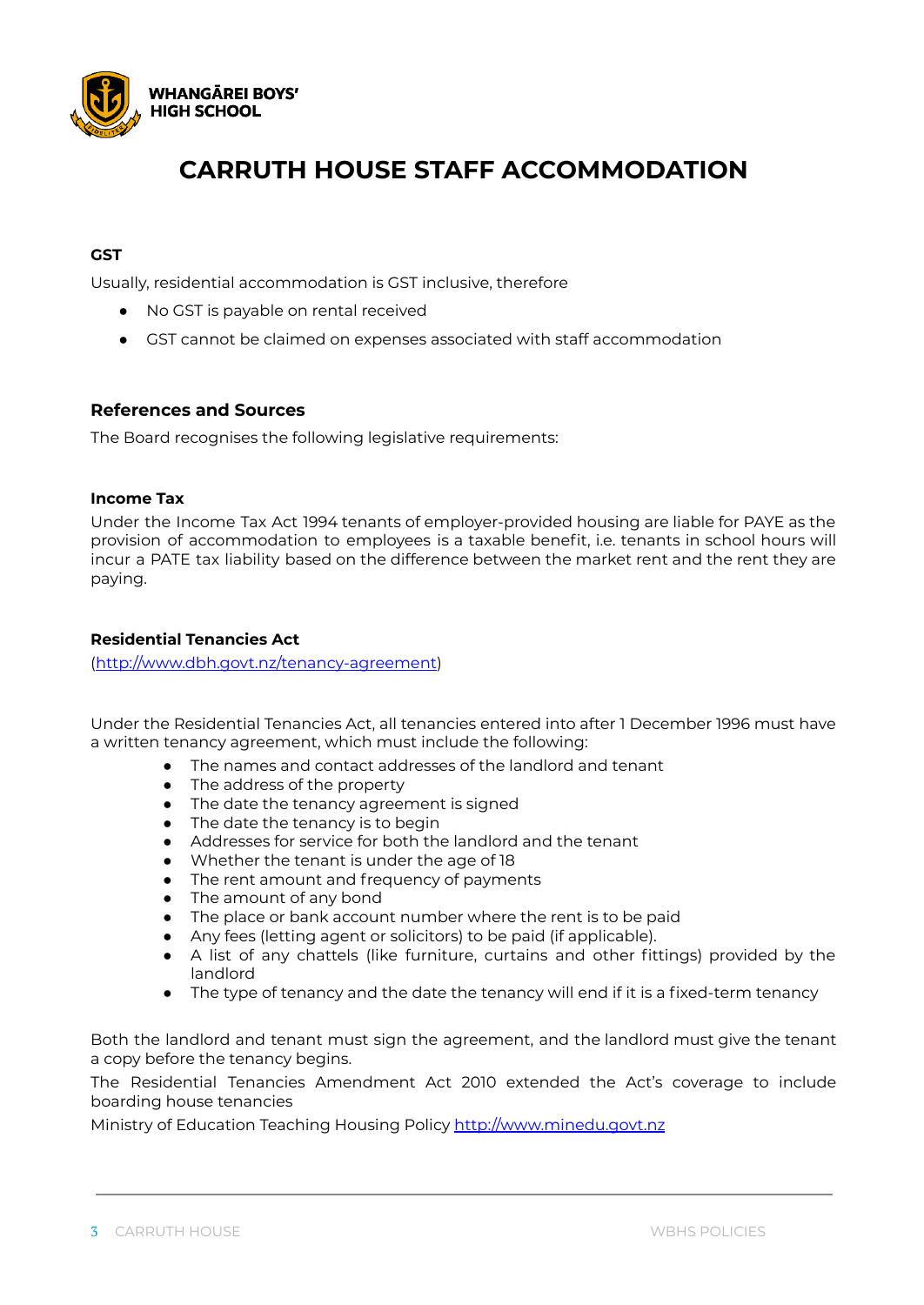WHANGĀREI BOYS' HIGH SCHOOL

# CARRUTH HOUSE STAFF ACCOMMODATION

### GST

Usually, residential accommodation is GST inclusive, therefore

- No GST is payable on rental received
- GST cannot be claimed on expenses associated with staff accommodation

## References and Sources

The Board recognises the following legislative requirements:

### Income Tax

Under the Income Tax Act 1994 tenants of employer-provided housing are liable for PAYE as the provision of accommodation to employees is a taxable benefit, i.e. tenants in school hours will incur a PATE tax liability based on the difference between the market rent and the rent they are paying.

### Residential Tenancies Act

(http://www.dbh.govt.nz/tenancy-agreement)

Under the Residential Tenancies Act, all tenancies entered into after 1 December 1996 must have a written tenancy agreement, which must include the following:

- The names and contact addresses of the landlord and tenant
- The address of the property
- The date the tenancy agreement is signed
- The date the tenancy is to begin
- Addresses for service for both the landlord and the tenant
- Whether the tenant is under the age of 18
- The rent amount and frequency of payments
- The amount of any bond
- The place or bank account number where the rent is to be paid
- Any fees (letting agent or solicitors) to be paid (if applicable).
- A list of any chattels (like furniture, curtains and other fittings) provided by the landlord
- The type of tenancy and the date the tenancy will end if it is a fixed-term tenancy

Both the landlord and tenant must sign the agreement, and the landlord must give the tenant a copy before the tenancy begins.

The Residential Tenancies Amendment Act 2010 extended the Act's coverage to include boarding house tenancies

Ministry of Education Teaching Housing Policy http://www.minedu.govt.nz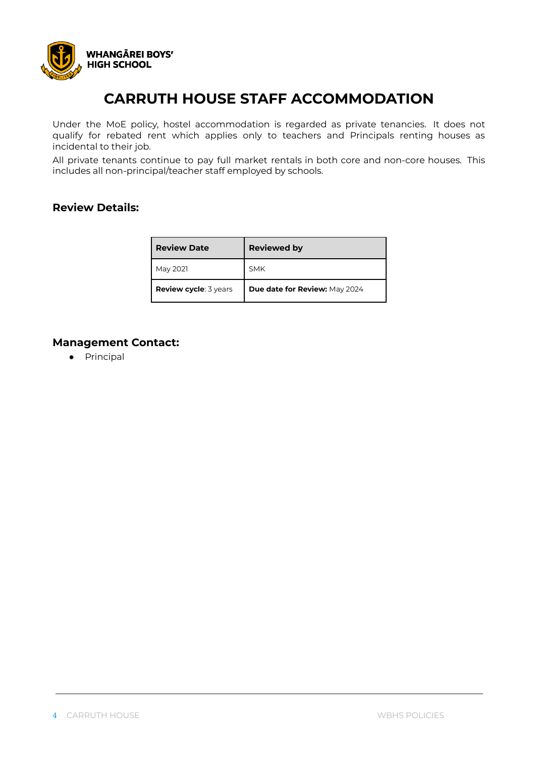# CARRUTH HOUSE STAFF ACCOMMODATION

Under the MoE policy, hostel accommodation is regarded as private tenancies. It does not qualify for rebated rent which applies only to teachers and Principals renting houses as incidental to their job.

All private tenants continue to pay full market rentals in both core and non-core houses. This includes all non-principal/teacher staff employed by schools.

## Review Details:

| Review Date | Reviewed by |
|---|---|
| May 2021 | SMK |
| **Review cycle**: 3 years | **Due date for Review:** May 2024 |

## Management Contact:

- Principal